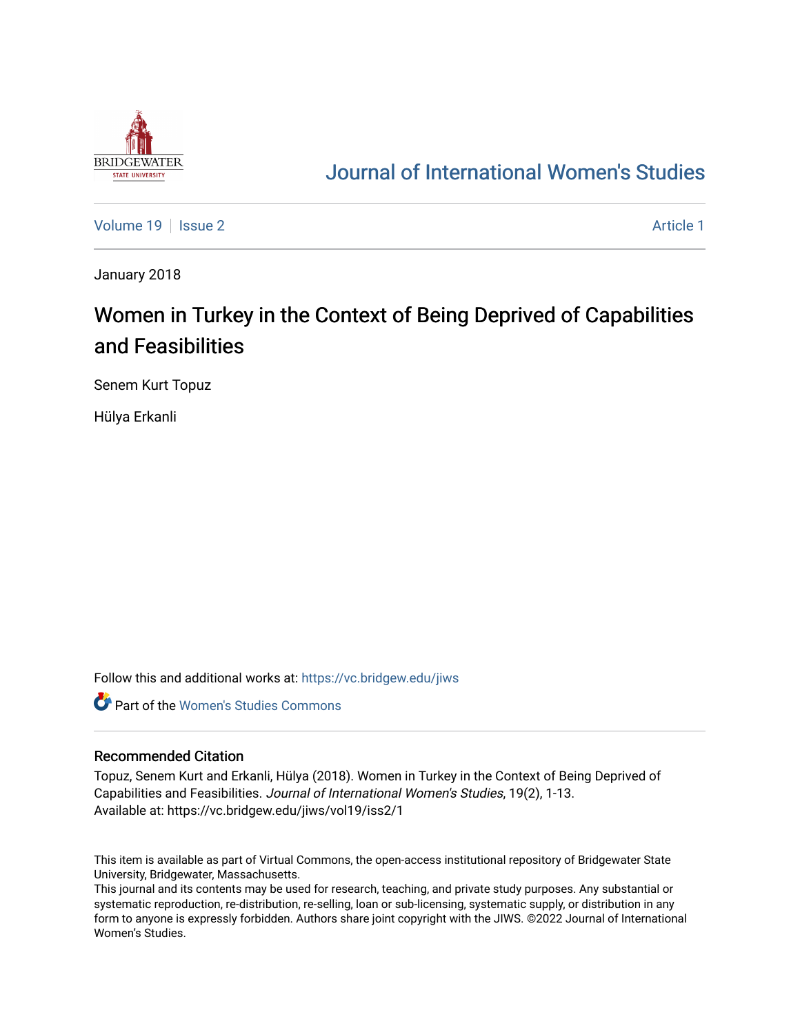# Journal of International Women's Studies

Volume 19 | Issue 2 | Article 1

January 2018

## Women in Turkey in the Context of Being Deprived of Capabilities and Feasibilities

Senem Kurt Topuz

Hülya Erkanli

Follow this and additional works at: https://vc.bridgew.edu/jiws

Part of the Women's Studies Commons

### Recommended Citation

Topuz, Senem Kurt and Erkanli, Hülya (2018). Women in Turkey in the Context of Being Deprived of Capabilities and Feasibilities. *Journal of International Women's Studies*, 19(2), 1-13.
Available at: https://vc.bridgew.edu/jiws/vol19/iss2/1

This item is available as part of Virtual Commons, the open-access institutional repository of Bridgewater State University, Bridgewater, Massachusetts.
This journal and its contents may be used for research, teaching, and private study purposes. Any substantial or systematic reproduction, re-distribution, re-selling, loan or sub-licensing, systematic supply, or distribution in any form to anyone is expressly forbidden. Authors share joint copyright with the JIWS. ©2022 Journal of International Women's Studies.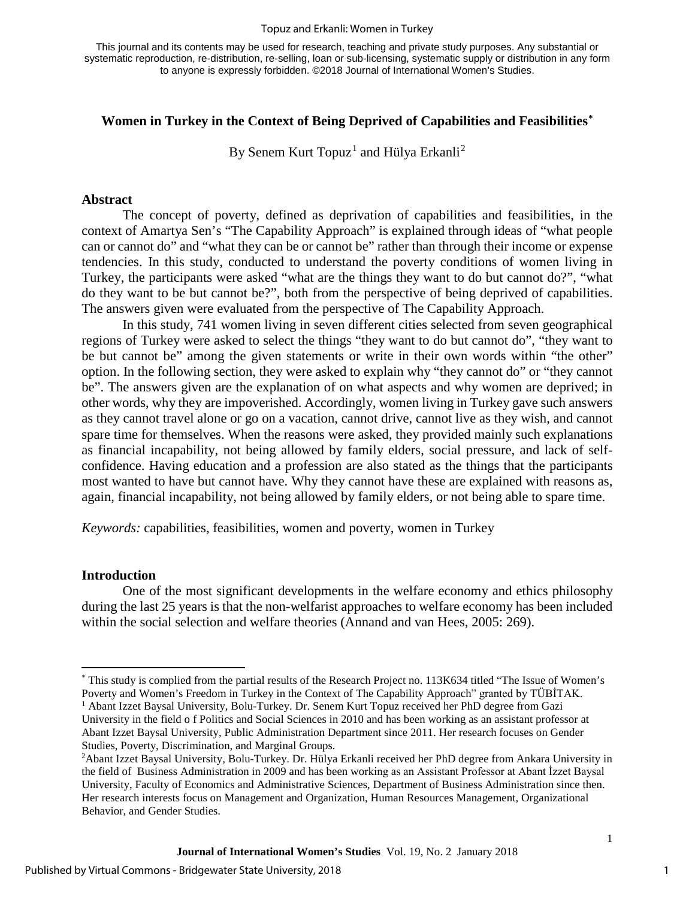# Women in Turkey in the Context of Being Deprived of Capabilities and Feasibilities[*]

By Senem Kurt Topuz[1] and Hülya Erkanli[2]

## Abstract

The concept of poverty, defined as deprivation of capabilities and feasibilities, in the context of Amartya Sen's "The Capability Approach" is explained through ideas of "what people can or cannot do" and "what they can be or cannot be" rather than through their income or expense tendencies. In this study, conducted to understand the poverty conditions of women living in Turkey, the participants were asked "what are the things they want to do but cannot do?", "what do they want to be but cannot be?", both from the perspective of being deprived of capabilities. The answers given were evaluated from the perspective of The Capability Approach.

In this study, 741 women living in seven different cities selected from seven geographical regions of Turkey were asked to select the things "they want to do but cannot do", "they want to be but cannot be" among the given statements or write in their own words within "the other" option. In the following section, they were asked to explain why "they cannot do" or "they cannot be". The answers given are the explanation of on what aspects and why women are deprived; in other words, why they are impoverished. Accordingly, women living in Turkey gave such answers as they cannot travel alone or go on a vacation, cannot drive, cannot live as they wish, and cannot spare time for themselves. When the reasons were asked, they provided mainly such explanations as financial incapability, not being allowed by family elders, social pressure, and lack of self-confidence. Having education and a profession are also stated as the things that the participants most wanted to have but cannot have. Why they cannot have these are explained with reasons as, again, financial incapability, not being allowed by family elders, or not being able to spare time.

*Keywords:* capabilities, feasibilities, women and poverty, women in Turkey

## Introduction

One of the most significant developments in the welfare economy and ethics philosophy during the last 25 years is that the non-welfarist approaches to welfare economy has been included within the social selection and welfare theories (Annand and van Hees, 2005: 269).

---

[*] This study is complied from the partial results of the Research Project no. 113K634 titled "The Issue of Women's Poverty and Women's Freedom in Turkey in the Context of The Capability Approach" granted by TÜBİTAK.

[1] Abant Izzet Baysal University, Bolu-Turkey. Dr. Senem Kurt Topuz received her PhD degree from Gazi University in the field o f Politics and Social Sciences in 2010 and has been working as an assistant professor at Abant Izzet Baysal University, Public Administration Department since 2011. Her research focuses on Gender Studies, Poverty, Discrimination, and Marginal Groups.

[2] Abant Izzet Baysal University, Bolu-Turkey. Dr. Hülya Erkanli received her PhD degree from Ankara University in the field of Business Administration in 2009 and has been working as an Assistant Professor at Abant İzzet Baysal University, Faculty of Economics and Administrative Sciences, Department of Business Administration since then. Her research interests focus on Management and Organization, Human Resources Management, Organizational Behavior, and Gender Studies.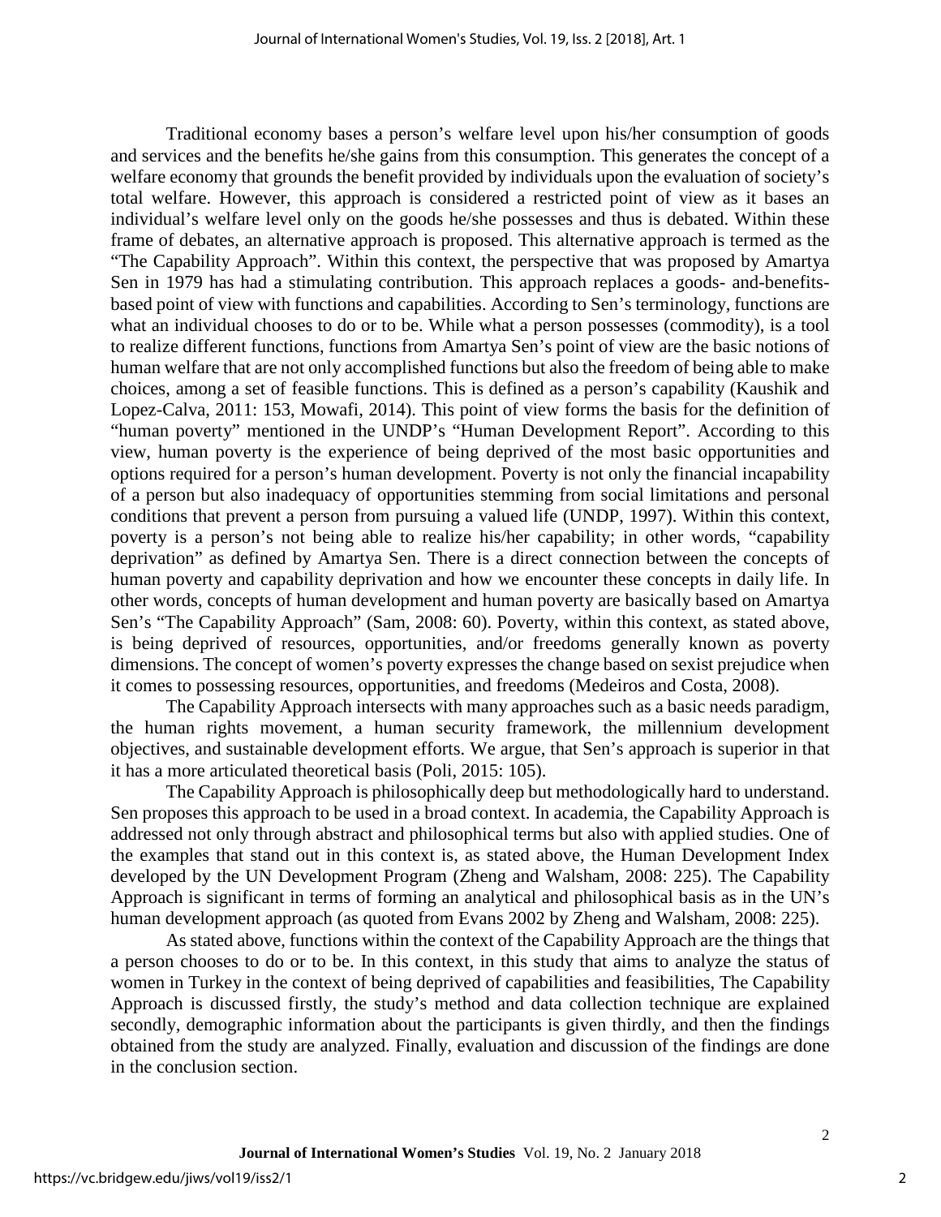Traditional economy bases a person's welfare level upon his/her consumption of goods and services and the benefits he/she gains from this consumption. This generates the concept of a welfare economy that grounds the benefit provided by individuals upon the evaluation of society's total welfare. However, this approach is considered a restricted point of view as it bases an individual's welfare level only on the goods he/she possesses and thus is debated. Within these frame of debates, an alternative approach is proposed. This alternative approach is termed as the "The Capability Approach". Within this context, the perspective that was proposed by Amartya Sen in 1979 has had a stimulating contribution. This approach replaces a goods- and-benefits-based point of view with functions and capabilities. According to Sen's terminology, functions are what an individual chooses to do or to be. While what a person possesses (commodity), is a tool to realize different functions, functions from Amartya Sen's point of view are the basic notions of human welfare that are not only accomplished functions but also the freedom of being able to make choices, among a set of feasible functions. This is defined as a person's capability (Kaushik and Lopez-Calva, 2011: 153, Mowafi, 2014). This point of view forms the basis for the definition of "human poverty" mentioned in the UNDP's "Human Development Report". According to this view, human poverty is the experience of being deprived of the most basic opportunities and options required for a person's human development. Poverty is not only the financial incapability of a person but also inadequacy of opportunities stemming from social limitations and personal conditions that prevent a person from pursuing a valued life (UNDP, 1997). Within this context, poverty is a person's not being able to realize his/her capability; in other words, "capability deprivation" as defined by Amartya Sen. There is a direct connection between the concepts of human poverty and capability deprivation and how we encounter these concepts in daily life. In other words, concepts of human development and human poverty are basically based on Amartya Sen's "The Capability Approach" (Sam, 2008: 60). Poverty, within this context, as stated above, is being deprived of resources, opportunities, and/or freedoms generally known as poverty dimensions. The concept of women's poverty expresses the change based on sexist prejudice when it comes to possessing resources, opportunities, and freedoms (Medeiros and Costa, 2008).

The Capability Approach intersects with many approaches such as a basic needs paradigm, the human rights movement, a human security framework, the millennium development objectives, and sustainable development efforts. We argue, that Sen's approach is superior in that it has a more articulated theoretical basis (Poli, 2015: 105).

The Capability Approach is philosophically deep but methodologically hard to understand. Sen proposes this approach to be used in a broad context. In academia, the Capability Approach is addressed not only through abstract and philosophical terms but also with applied studies. One of the examples that stand out in this context is, as stated above, the Human Development Index developed by the UN Development Program (Zheng and Walsham, 2008: 225). The Capability Approach is significant in terms of forming an analytical and philosophical basis as in the UN's human development approach (as quoted from Evans 2002 by Zheng and Walsham, 2008: 225).

As stated above, functions within the context of the Capability Approach are the things that a person chooses to do or to be. In this context, in this study that aims to analyze the status of women in Turkey in the context of being deprived of capabilities and feasibilities, The Capability Approach is discussed firstly, the study's method and data collection technique are explained secondly, demographic information about the participants is given thirdly, and then the findings obtained from the study are analyzed. Finally, evaluation and discussion of the findings are done in the conclusion section.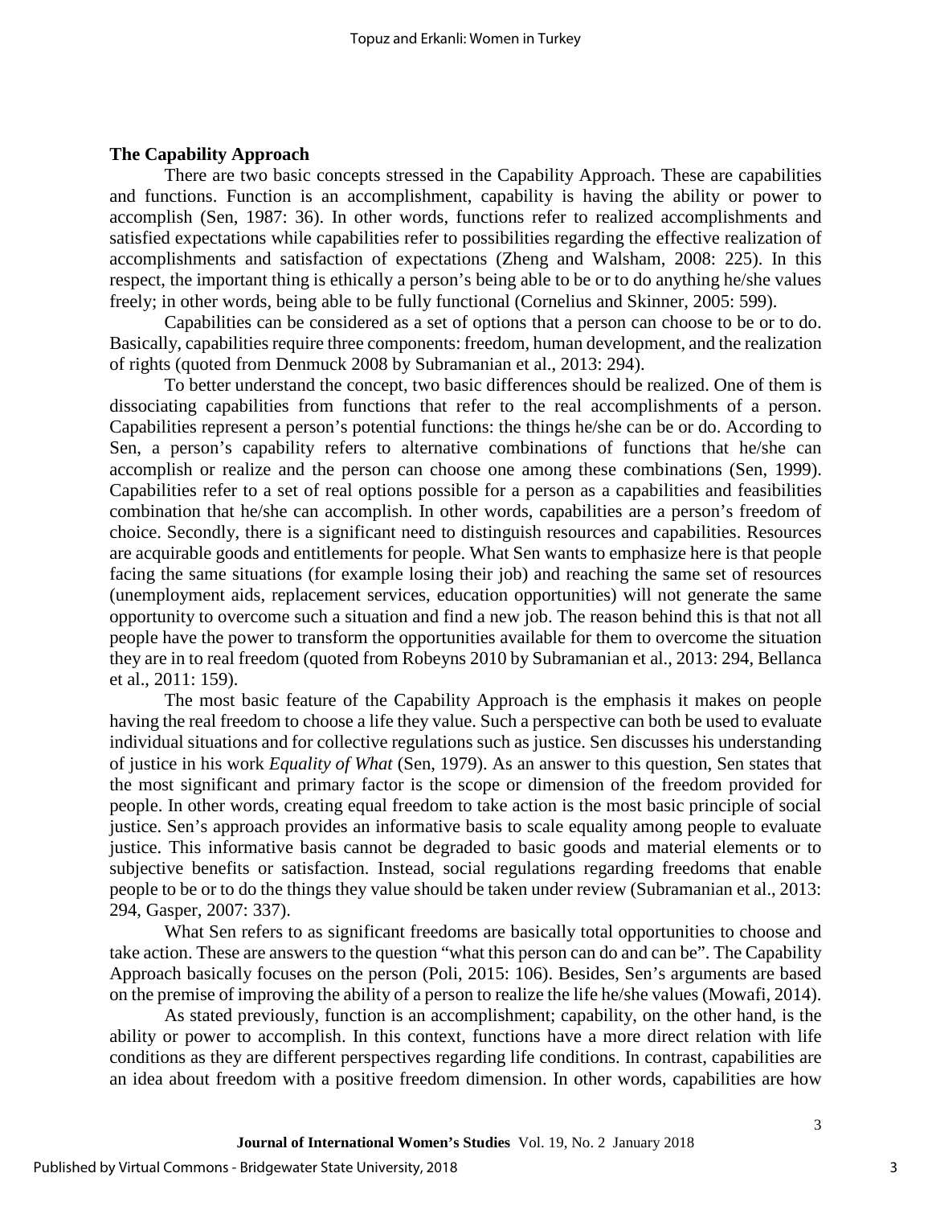## The Capability Approach

There are two basic concepts stressed in the Capability Approach. These are capabilities and functions. Function is an accomplishment, capability is having the ability or power to accomplish (Sen, 1987: 36). In other words, functions refer to realized accomplishments and satisfied expectations while capabilities refer to possibilities regarding the effective realization of accomplishments and satisfaction of expectations (Zheng and Walsham, 2008: 225). In this respect, the important thing is ethically a person's being able to be or to do anything he/she values freely; in other words, being able to be fully functional (Cornelius and Skinner, 2005: 599).

Capabilities can be considered as a set of options that a person can choose to be or to do. Basically, capabilities require three components: freedom, human development, and the realization of rights (quoted from Denmuck 2008 by Subramanian et al., 2013: 294).

To better understand the concept, two basic differences should be realized. One of them is dissociating capabilities from functions that refer to the real accomplishments of a person. Capabilities represent a person's potential functions: the things he/she can be or do. According to Sen, a person's capability refers to alternative combinations of functions that he/she can accomplish or realize and the person can choose one among these combinations (Sen, 1999). Capabilities refer to a set of real options possible for a person as a capabilities and feasibilities combination that he/she can accomplish. In other words, capabilities are a person's freedom of choice. Secondly, there is a significant need to distinguish resources and capabilities. Resources are acquirable goods and entitlements for people. What Sen wants to emphasize here is that people facing the same situations (for example losing their job) and reaching the same set of resources (unemployment aids, replacement services, education opportunities) will not generate the same opportunity to overcome such a situation and find a new job. The reason behind this is that not all people have the power to transform the opportunities available for them to overcome the situation they are in to real freedom (quoted from Robeyns 2010 by Subramanian et al., 2013: 294, Bellanca et al., 2011: 159).

The most basic feature of the Capability Approach is the emphasis it makes on people having the real freedom to choose a life they value. Such a perspective can both be used to evaluate individual situations and for collective regulations such as justice. Sen discusses his understanding of justice in his work *Equality of What* (Sen, 1979). As an answer to this question, Sen states that the most significant and primary factor is the scope or dimension of the freedom provided for people. In other words, creating equal freedom to take action is the most basic principle of social justice. Sen's approach provides an informative basis to scale equality among people to evaluate justice. This informative basis cannot be degraded to basic goods and material elements or to subjective benefits or satisfaction. Instead, social regulations regarding freedoms that enable people to be or to do the things they value should be taken under review (Subramanian et al., 2013: 294, Gasper, 2007: 337).

What Sen refers to as significant freedoms are basically total opportunities to choose and take action. These are answers to the question "what this person can do and can be". The Capability Approach basically focuses on the person (Poli, 2015: 106). Besides, Sen's arguments are based on the premise of improving the ability of a person to realize the life he/she values (Mowafi, 2014).

As stated previously, function is an accomplishment; capability, on the other hand, is the ability or power to accomplish. In this context, functions have a more direct relation with life conditions as they are different perspectives regarding life conditions. In contrast, capabilities are an idea about freedom with a positive freedom dimension. In other words, capabilities are how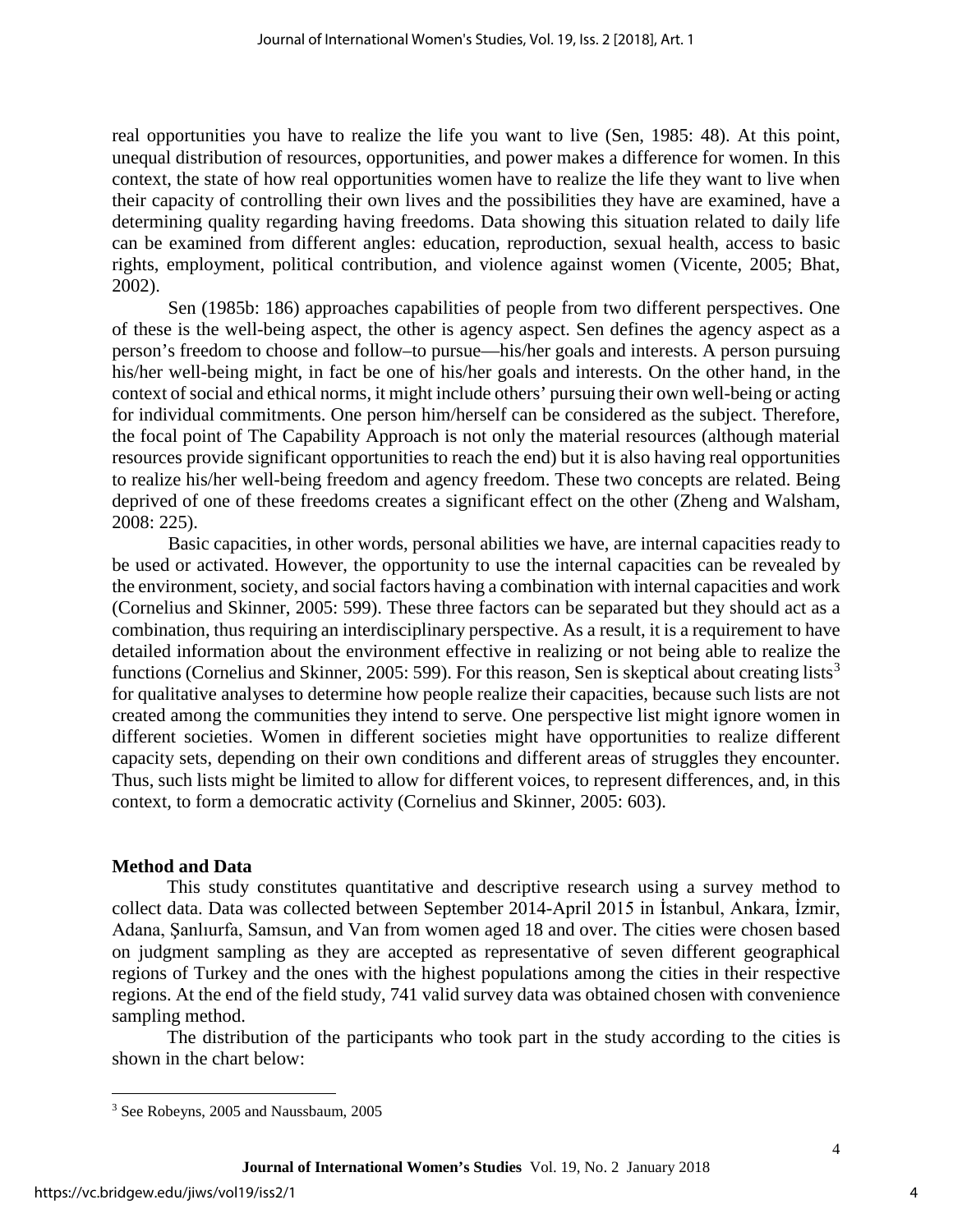real opportunities you have to realize the life you want to live (Sen, 1985: 48). At this point, unequal distribution of resources, opportunities, and power makes a difference for women. In this context, the state of how real opportunities women have to realize the life they want to live when their capacity of controlling their own lives and the possibilities they have are examined, have a determining quality regarding having freedoms. Data showing this situation related to daily life can be examined from different angles: education, reproduction, sexual health, access to basic rights, employment, political contribution, and violence against women (Vicente, 2005; Bhat, 2002).

Sen (1985b: 186) approaches capabilities of people from two different perspectives. One of these is the well-being aspect, the other is agency aspect. Sen defines the agency aspect as a person's freedom to choose and follow–to pursue—his/her goals and interests. A person pursuing his/her well-being might, in fact be one of his/her goals and interests. On the other hand, in the context of social and ethical norms, it might include others' pursuing their own well-being or acting for individual commitments. One person him/herself can be considered as the subject. Therefore, the focal point of The Capability Approach is not only the material resources (although material resources provide significant opportunities to reach the end) but it is also having real opportunities to realize his/her well-being freedom and agency freedom. These two concepts are related. Being deprived of one of these freedoms creates a significant effect on the other (Zheng and Walsham, 2008: 225).

Basic capacities, in other words, personal abilities we have, are internal capacities ready to be used or activated. However, the opportunity to use the internal capacities can be revealed by the environment, society, and social factors having a combination with internal capacities and work (Cornelius and Skinner, 2005: 599). These three factors can be separated but they should act as a combination, thus requiring an interdisciplinary perspective. As a result, it is a requirement to have detailed information about the environment effective in realizing or not being able to realize the functions (Cornelius and Skinner, 2005: 599). For this reason, Sen is skeptical about creating lists[3] for qualitative analyses to determine how people realize their capacities, because such lists are not created among the communities they intend to serve. One perspective list might ignore women in different societies. Women in different societies might have opportunities to realize different capacity sets, depending on their own conditions and different areas of struggles they encounter. Thus, such lists might be limited to allow for different voices, to represent differences, and, in this context, to form a democratic activity (Cornelius and Skinner, 2005: 603).

## Method and Data

This study constitutes quantitative and descriptive research using a survey method to collect data. Data was collected between September 2014-April 2015 in İstanbul, Ankara, İzmir, Adana, Şanlıurfa, Samsun, and Van from women aged 18 and over. The cities were chosen based on judgment sampling as they are accepted as representative of seven different geographical regions of Turkey and the ones with the highest populations among the cities in their respective regions. At the end of the field study, 741 valid survey data was obtained chosen with convenience sampling method.

The distribution of the participants who took part in the study according to the cities is shown in the chart below:

[3] See Robeyns, 2005 and Naussbaum, 2005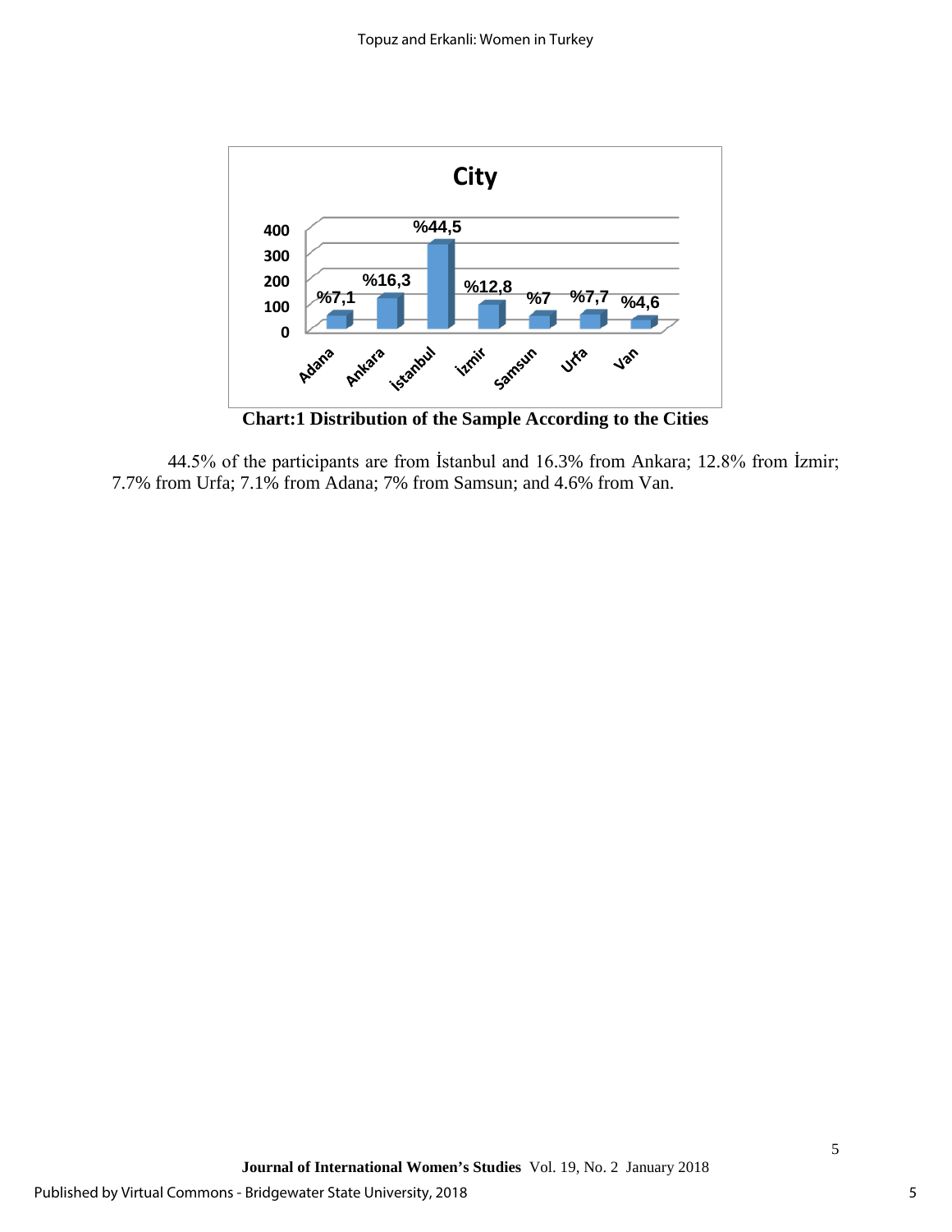**Chart:1 Distribution of the Sample According to the Cities**

44.5% of the participants are from İstanbul and 16.3% from Ankara; 12.8% from İzmir; 7.7% from Urfa; 7.1% from Adana; 7% from Samsun; and 4.6% from Van.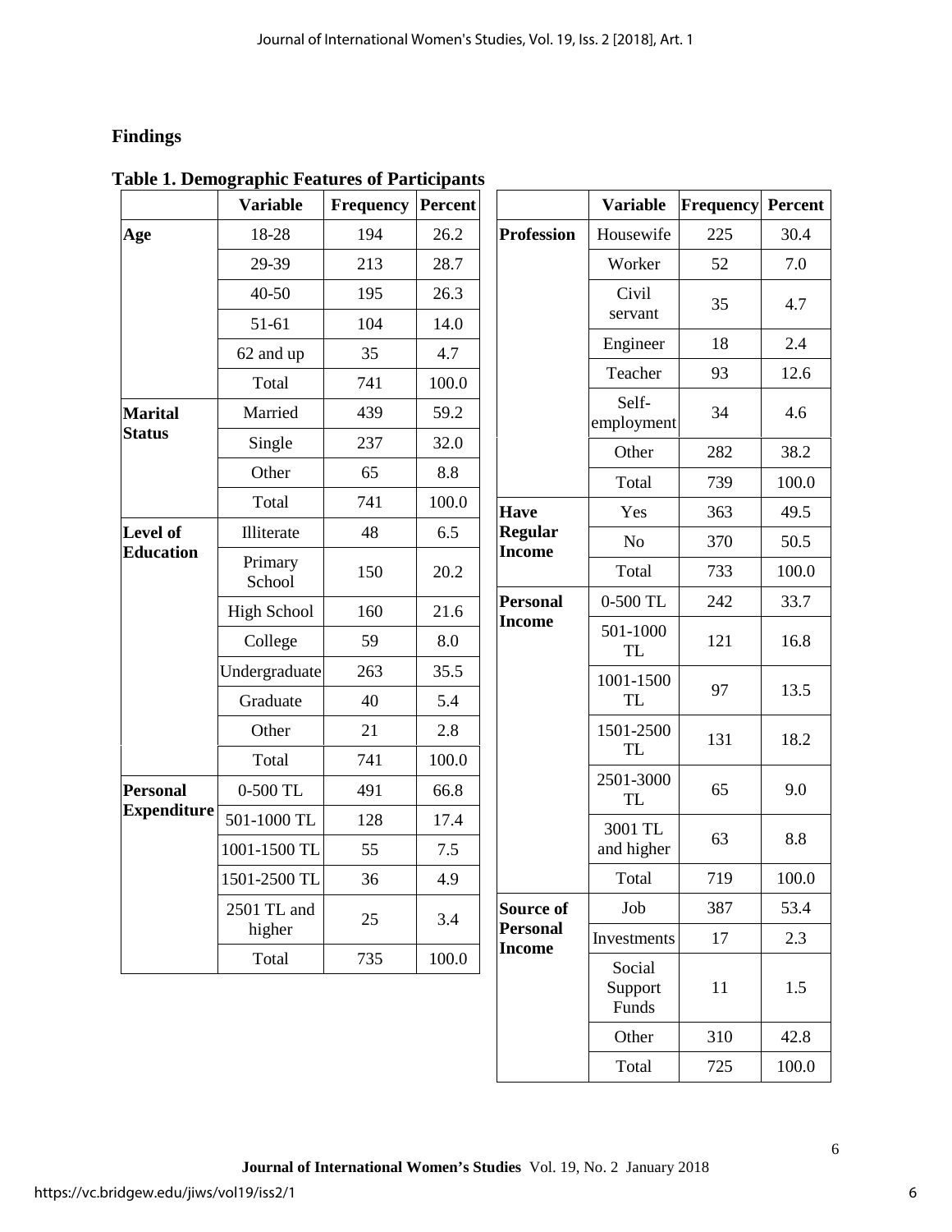## Findings

**Table 1. Demographic Features of Participants**

| | Variable | Frequency | Percent |
|---|---|---|---|
| **Age** | 18-28 | 194 | 26.2 |
| | 29-39 | 213 | 28.7 |
| | 40-50 | 195 | 26.3 |
| | 51-61 | 104 | 14.0 |
| | 62 and up | 35 | 4.7 |
| | Total | 741 | 100.0 |
| **Marital Status** | Married | 439 | 59.2 |
| | Single | 237 | 32.0 |
| | Other | 65 | 8.8 |
| | Total | 741 | 100.0 |
| **Level of Education** | Illiterate | 48 | 6.5 |
| | Primary School | 150 | 20.2 |
| | High School | 160 | 21.6 |
| | College | 59 | 8.0 |
| | Undergraduate | 263 | 35.5 |
| | Graduate | 40 | 5.4 |
| | Other | 21 | 2.8 |
| | Total | 741 | 100.0 |
| **Personal Expenditure** | 0-500 TL | 491 | 66.8 |
| | 501-1000 TL | 128 | 17.4 |
| | 1001-1500 TL | 55 | 7.5 |
| | 1501-2500 TL | 36 | 4.9 |
| | 2501 TL and higher | 25 | 3.4 |
| | Total | 735 | 100.0 |
| **Profession** | Housewife | 225 | 30.4 |
| | Worker | 52 | 7.0 |
| | Civil servant | 35 | 4.7 |
| | Engineer | 18 | 2.4 |
| | Teacher | 93 | 12.6 |
| | Self-employment | 34 | 4.6 |
| | Other | 282 | 38.2 |
| | Total | 739 | 100.0 |
| **Have Regular Income** | Yes | 363 | 49.5 |
| | No | 370 | 50.5 |
| | Total | 733 | 100.0 |
| **Personal Income** | 0-500 TL | 242 | 33.7 |
| | 501-1000 TL | 121 | 16.8 |
| | 1001-1500 TL | 97 | 13.5 |
| | 1501-2500 TL | 131 | 18.2 |
| | 2501-3000 TL | 65 | 9.0 |
| | 3001 TL and higher | 63 | 8.8 |
| | Total | 719 | 100.0 |
| **Source of Personal Income** | Job | 387 | 53.4 |
| | Investments | 17 | 2.3 |
| | Social Support Funds | 11 | 1.5 |
| | Other | 310 | 42.8 |
| | Total | 725 | 100.0 |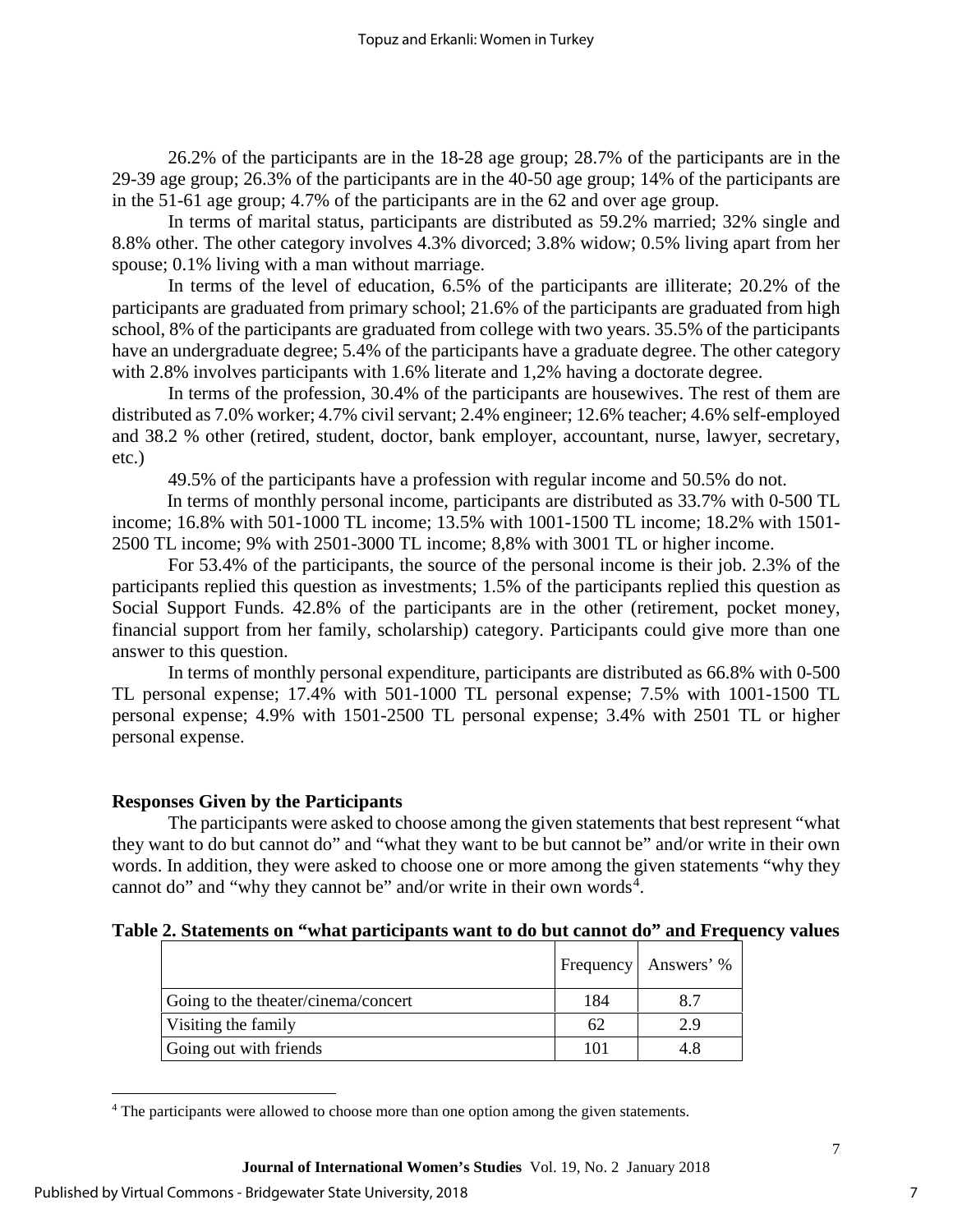26.2% of the participants are in the 18-28 age group; 28.7% of the participants are in the 29-39 age group; 26.3% of the participants are in the 40-50 age group; 14% of the participants are in the 51-61 age group; 4.7% of the participants are in the 62 and over age group.

In terms of marital status, participants are distributed as 59.2% married; 32% single and 8.8% other. The other category involves 4.3% divorced; 3.8% widow; 0.5% living apart from her spouse; 0.1% living with a man without marriage.

In terms of the level of education, 6.5% of the participants are illiterate; 20.2% of the participants are graduated from primary school; 21.6% of the participants are graduated from high school, 8% of the participants are graduated from college with two years. 35.5% of the participants have an undergraduate degree; 5.4% of the participants have a graduate degree. The other category with 2.8% involves participants with 1.6% literate and 1,2% having a doctorate degree.

In terms of the profession, 30.4% of the participants are housewives. The rest of them are distributed as 7.0% worker; 4.7% civil servant; 2.4% engineer; 12.6% teacher; 4.6% self-employed and 38.2 % other (retired, student, doctor, bank employer, accountant, nurse, lawyer, secretary, etc.)

49.5% of the participants have a profession with regular income and 50.5% do not.

In terms of monthly personal income, participants are distributed as 33.7% with 0-500 TL income; 16.8% with 501-1000 TL income; 13.5% with 1001-1500 TL income; 18.2% with 1501-2500 TL income; 9% with 2501-3000 TL income; 8,8% with 3001 TL or higher income.

For 53.4% of the participants, the source of the personal income is their job. 2.3% of the participants replied this question as investments; 1.5% of the participants replied this question as Social Support Funds. 42.8% of the participants are in the other (retirement, pocket money, financial support from her family, scholarship) category. Participants could give more than one answer to this question.

In terms of monthly personal expenditure, participants are distributed as 66.8% with 0-500 TL personal expense; 17.4% with 501-1000 TL personal expense; 7.5% with 1001-1500 TL personal expense; 4.9% with 1501-2500 TL personal expense; 3.4% with 2501 TL or higher personal expense.

### Responses Given by the Participants

The participants were asked to choose among the given statements that best represent "what they want to do but cannot do" and "what they want to be but cannot be" and/or write in their own words. In addition, they were asked to choose one or more among the given statements "why they cannot do" and "why they cannot be" and/or write in their own words[4].

**Table 2. Statements on "what participants want to do but cannot do" and Frequency values**

| | Frequency | Answers' % |
|---|---|---|
| Going to the theater/cinema/concert | 184 | 8.7 |
| Visiting the family | 62 | 2.9 |
| Going out with friends | 101 | 4.8 |

[4] The participants were allowed to choose more than one option among the given statements.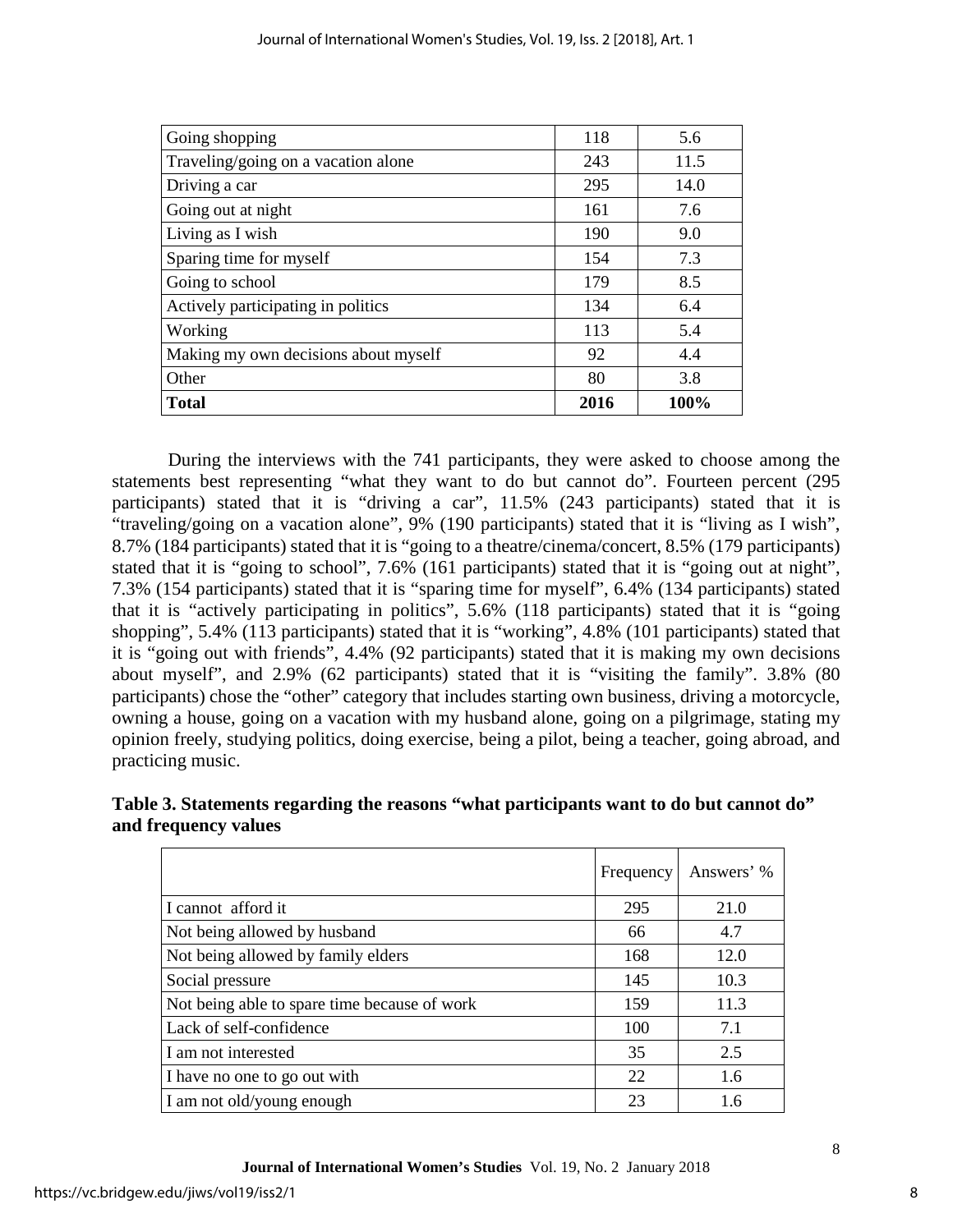| | | |
|---|---|---|
| Going shopping | 118 | 5.6 |
| Traveling/going on a vacation alone | 243 | 11.5 |
| Driving a car | 295 | 14.0 |
| Going out at night | 161 | 7.6 |
| Living as I wish | 190 | 9.0 |
| Sparing time for myself | 154 | 7.3 |
| Going to school | 179 | 8.5 |
| Actively participating in politics | 134 | 6.4 |
| Working | 113 | 5.4 |
| Making my own decisions about myself | 92 | 4.4 |
| Other | 80 | 3.8 |
| **Total** | **2016** | **100%** |

During the interviews with the 741 participants, they were asked to choose among the statements best representing "what they want to do but cannot do". Fourteen percent (295 participants) stated that it is "driving a car", 11.5% (243 participants) stated that it is "traveling/going on a vacation alone", 9% (190 participants) stated that it is "living as I wish", 8.7% (184 participants) stated that it is "going to a theatre/cinema/concert, 8.5% (179 participants) stated that it is "going to school", 7.6% (161 participants) stated that it is "going out at night", 7.3% (154 participants) stated that it is "sparing time for myself", 6.4% (134 participants) stated that it is "actively participating in politics", 5.6% (118 participants) stated that it is "going shopping", 5.4% (113 participants) stated that it is "working", 4.8% (101 participants) stated that it is "going out with friends", 4.4% (92 participants) stated that it is making my own decisions about myself", and 2.9% (62 participants) stated that it is "visiting the family". 3.8% (80 participants) chose the "other" category that includes starting own business, driving a motorcycle, owning a house, going on a vacation with my husband alone, going on a pilgrimage, stating my opinion freely, studying politics, doing exercise, being a pilot, being a teacher, going abroad, and practicing music.

**Table 3. Statements regarding the reasons "what participants want to do but cannot do" and frequency values**

| | Frequency | Answers' % |
|---|---|---|
| I cannot afford it | 295 | 21.0 |
| Not being allowed by husband | 66 | 4.7 |
| Not being allowed by family elders | 168 | 12.0 |
| Social pressure | 145 | 10.3 |
| Not being able to spare time because of work | 159 | 11.3 |
| Lack of self-confidence | 100 | 7.1 |
| I am not interested | 35 | 2.5 |
| I have no one to go out with | 22 | 1.6 |
| I am not old/young enough | 23 | 1.6 |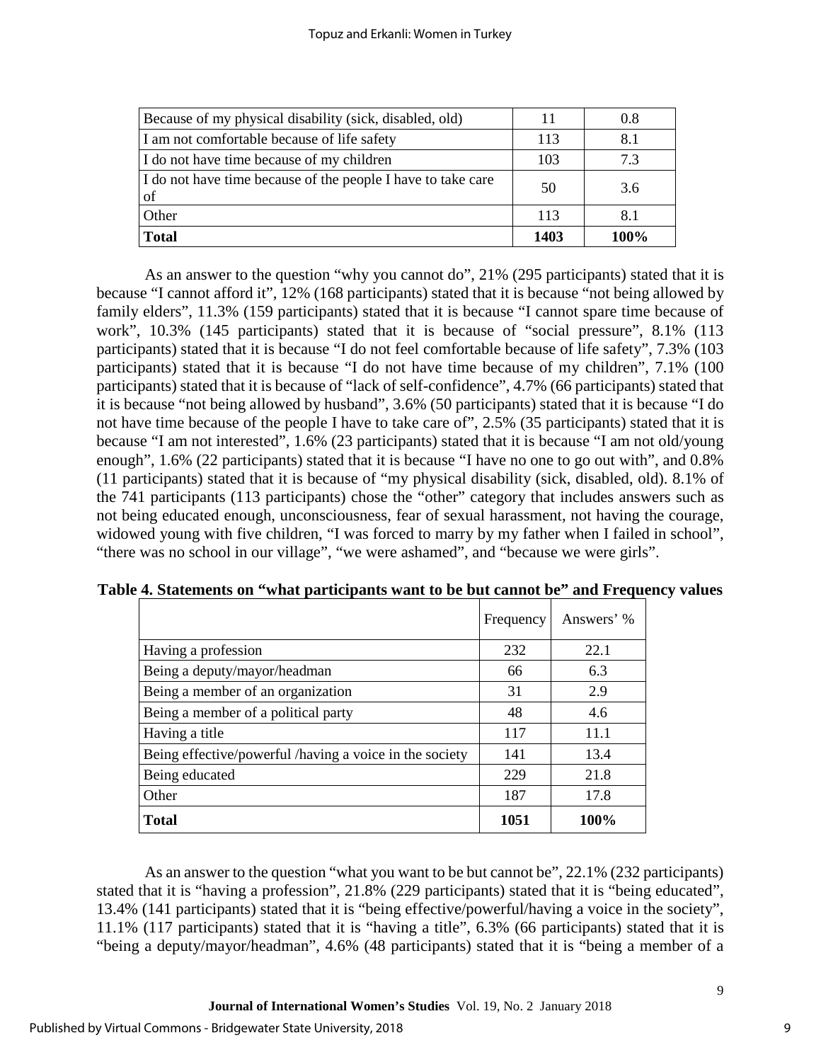| Because of my physical disability (sick, disabled, old) | 11 | 0.8 |
|---|---|---|
| I am not comfortable because of life safety | 113 | 8.1 |
| I do not have time because of my children | 103 | 7.3 |
| I do not have time because of the people I have to take care of | 50 | 3.6 |
| Other | 113 | 8.1 |
| **Total** | **1403** | **100%** |

As an answer to the question "why you cannot do", 21% (295 participants) stated that it is because "I cannot afford it", 12% (168 participants) stated that it is because "not being allowed by family elders", 11.3% (159 participants) stated that it is because "I cannot spare time because of work", 10.3% (145 participants) stated that it is because of "social pressure", 8.1% (113 participants) stated that it is because "I do not feel comfortable because of life safety", 7.3% (103 participants) stated that it is because "I do not have time because of my children", 7.1% (100 participants) stated that it is because of "lack of self-confidence", 4.7% (66 participants) stated that it is because "not being allowed by husband", 3.6% (50 participants) stated that it is because "I do not have time because of the people I have to take care of", 2.5% (35 participants) stated that it is because "I am not interested", 1.6% (23 participants) stated that it is because "I am not old/young enough", 1.6% (22 participants) stated that it is because "I have no one to go out with", and 0.8% (11 participants) stated that it is because of "my physical disability (sick, disabled, old). 8.1% of the 741 participants (113 participants) chose the "other" category that includes answers such as not being educated enough, unconsciousness, fear of sexual harassment, not having the courage, widowed young with five children, "I was forced to marry by my father when I failed in school", "there was no school in our village", "we were ashamed", and "because we were girls".

**Table 4. Statements on "what participants want to be but cannot be" and Frequency values**

| | Frequency | Answers' % |
|---|---|---|
| Having a profession | 232 | 22.1 |
| Being a deputy/mayor/headman | 66 | 6.3 |
| Being a member of an organization | 31 | 2.9 |
| Being a member of a political party | 48 | 4.6 |
| Having a title | 117 | 11.1 |
| Being effective/powerful /having a voice in the society | 141 | 13.4 |
| Being educated | 229 | 21.8 |
| Other | 187 | 17.8 |
| **Total** | **1051** | **100%** |

As an answer to the question "what you want to be but cannot be", 22.1% (232 participants) stated that it is "having a profession", 21.8% (229 participants) stated that it is "being educated", 13.4% (141 participants) stated that it is "being effective/powerful/having a voice in the society", 11.1% (117 participants) stated that it is "having a title", 6.3% (66 participants) stated that it is "being a deputy/mayor/headman", 4.6% (48 participants) stated that it is "being a member of a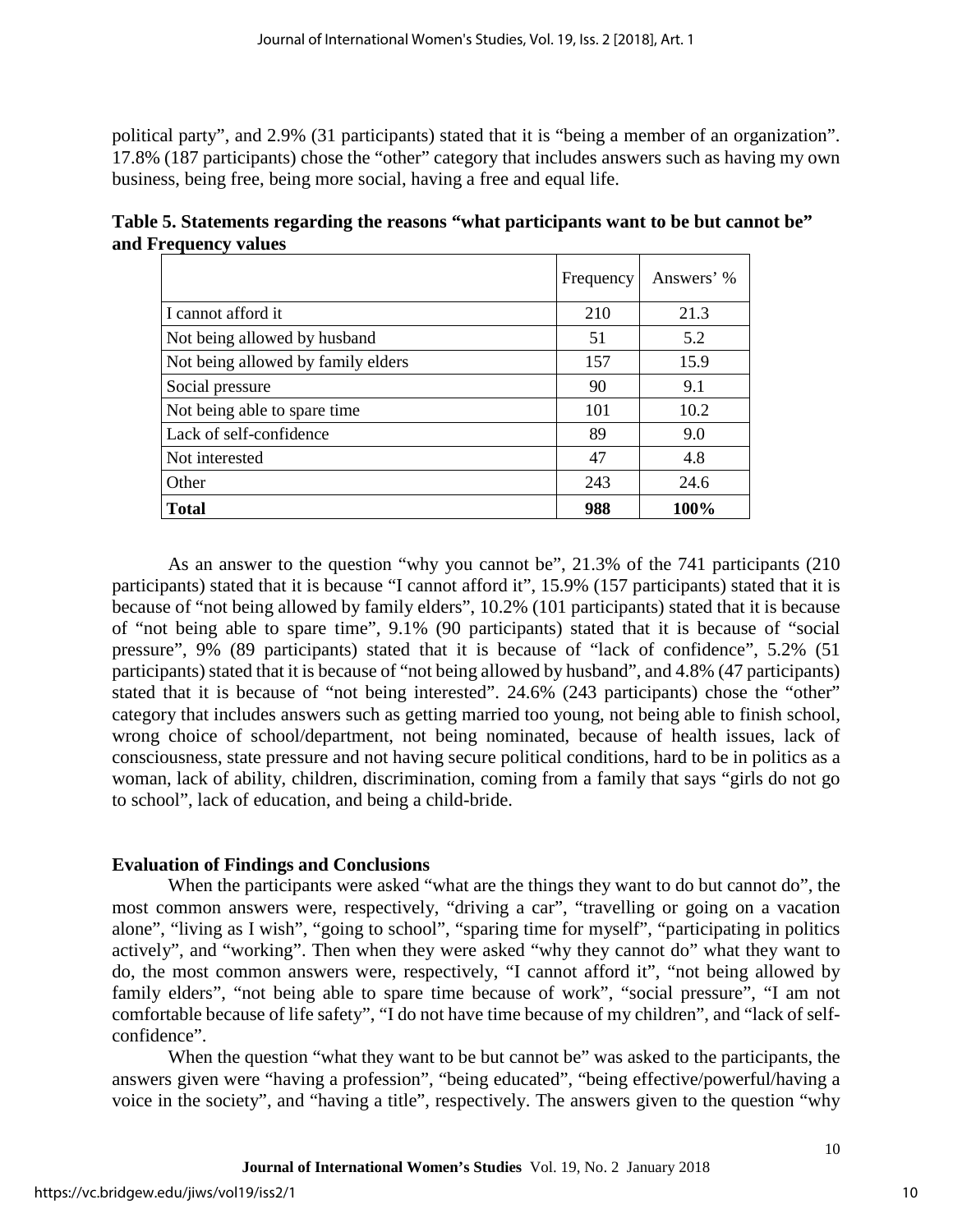political party", and 2.9% (31 participants) stated that it is "being a member of an organization". 17.8% (187 participants) chose the "other" category that includes answers such as having my own business, being free, being more social, having a free and equal life.

**Table 5. Statements regarding the reasons "what participants want to be but cannot be" and Frequency values**

| | Frequency | Answers' % |
|---|---|---|
| I cannot afford it | 210 | 21.3 |
| Not being allowed by husband | 51 | 5.2 |
| Not being allowed by family elders | 157 | 15.9 |
| Social pressure | 90 | 9.1 |
| Not being able to spare time | 101 | 10.2 |
| Lack of self-confidence | 89 | 9.0 |
| Not interested | 47 | 4.8 |
| Other | 243 | 24.6 |
| **Total** | **988** | **100%** |

As an answer to the question "why you cannot be", 21.3% of the 741 participants (210 participants) stated that it is because "I cannot afford it", 15.9% (157 participants) stated that it is because of "not being allowed by family elders", 10.2% (101 participants) stated that it is because of "not being able to spare time", 9.1% (90 participants) stated that it is because of "social pressure", 9% (89 participants) stated that it is because of "lack of confidence", 5.2% (51 participants) stated that it is because of "not being allowed by husband", and 4.8% (47 participants) stated that it is because of "not being interested". 24.6% (243 participants) chose the "other" category that includes answers such as getting married too young, not being able to finish school, wrong choice of school/department, not being nominated, because of health issues, lack of consciousness, state pressure and not having secure political conditions, hard to be in politics as a woman, lack of ability, children, discrimination, coming from a family that says "girls do not go to school", lack of education, and being a child-bride.

## Evaluation of Findings and Conclusions

When the participants were asked "what are the things they want to do but cannot do", the most common answers were, respectively, "driving a car", "travelling or going on a vacation alone", "living as I wish", "going to school", "sparing time for myself", "participating in politics actively", and "working". Then when they were asked "why they cannot do" what they want to do, the most common answers were, respectively, "I cannot afford it", "not being allowed by family elders", "not being able to spare time because of work", "social pressure", "I am not comfortable because of life safety", "I do not have time because of my children", and "lack of self-confidence".

When the question "what they want to be but cannot be" was asked to the participants, the answers given were "having a profession", "being educated", "being effective/powerful/having a voice in the society", and "having a title", respectively. The answers given to the question "why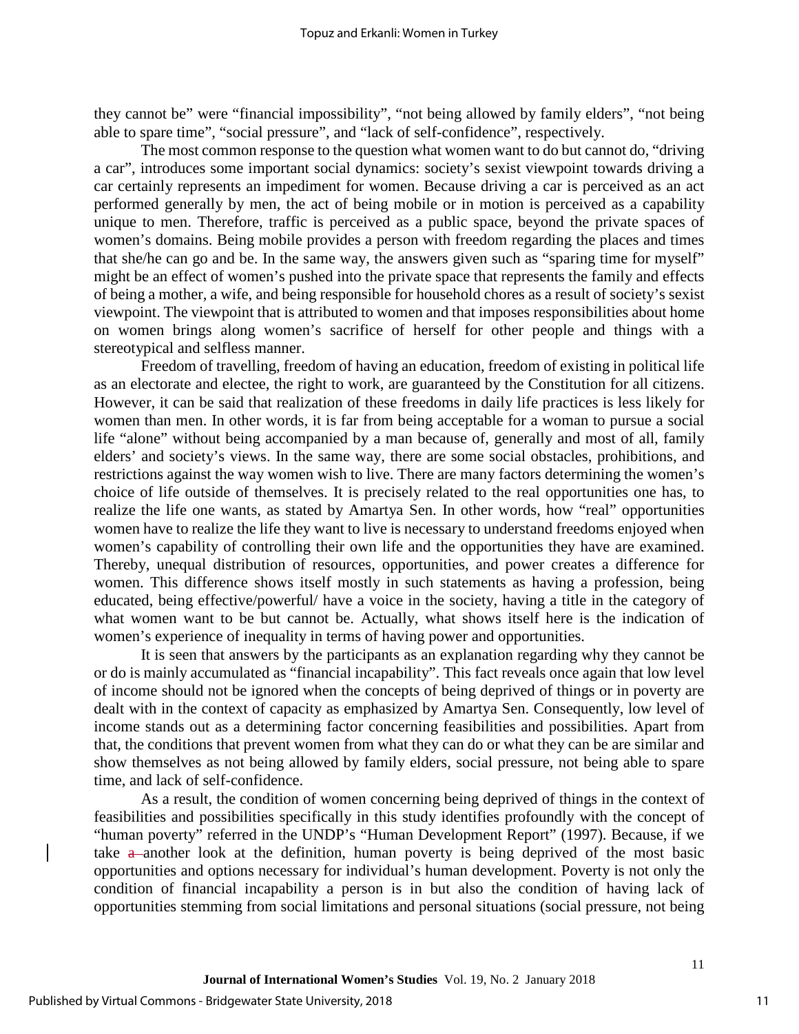they cannot be" were "financial impossibility", "not being allowed by family elders", "not being able to spare time", "social pressure", and "lack of self-confidence", respectively.

The most common response to the question what women want to do but cannot do, "driving a car", introduces some important social dynamics: society's sexist viewpoint towards driving a car certainly represents an impediment for women. Because driving a car is perceived as an act performed generally by men, the act of being mobile or in motion is perceived as a capability unique to men. Therefore, traffic is perceived as a public space, beyond the private spaces of women's domains. Being mobile provides a person with freedom regarding the places and times that she/he can go and be. In the same way, the answers given such as "sparing time for myself" might be an effect of women's pushed into the private space that represents the family and effects of being a mother, a wife, and being responsible for household chores as a result of society's sexist viewpoint. The viewpoint that is attributed to women and that imposes responsibilities about home on women brings along women's sacrifice of herself for other people and things with a stereotypical and selfless manner.

Freedom of travelling, freedom of having an education, freedom of existing in political life as an electorate and electee, the right to work, are guaranteed by the Constitution for all citizens. However, it can be said that realization of these freedoms in daily life practices is less likely for women than men. In other words, it is far from being acceptable for a woman to pursue a social life "alone" without being accompanied by a man because of, generally and most of all, family elders' and society's views. In the same way, there are some social obstacles, prohibitions, and restrictions against the way women wish to live. There are many factors determining the women's choice of life outside of themselves. It is precisely related to the real opportunities one has, to realize the life one wants, as stated by Amartya Sen. In other words, how "real" opportunities women have to realize the life they want to live is necessary to understand freedoms enjoyed when women's capability of controlling their own life and the opportunities they have are examined. Thereby, unequal distribution of resources, opportunities, and power creates a difference for women. This difference shows itself mostly in such statements as having a profession, being educated, being effective/powerful/ have a voice in the society, having a title in the category of what women want to be but cannot be. Actually, what shows itself here is the indication of women's experience of inequality in terms of having power and opportunities.

It is seen that answers by the participants as an explanation regarding why they cannot be or do is mainly accumulated as "financial incapability". This fact reveals once again that low level of income should not be ignored when the concepts of being deprived of things or in poverty are dealt with in the context of capacity as emphasized by Amartya Sen. Consequently, low level of income stands out as a determining factor concerning feasibilities and possibilities. Apart from that, the conditions that prevent women from what they can do or what they can be are similar and show themselves as not being allowed by family elders, social pressure, not being able to spare time, and lack of self-confidence.

As a result, the condition of women concerning being deprived of things in the context of feasibilities and possibilities specifically in this study identifies profoundly with the concept of "human poverty" referred in the UNDP's "Human Development Report" (1997). Because, if we take another look at the definition, human poverty is being deprived of the most basic opportunities and options necessary for individual's human development. Poverty is not only the condition of financial incapability a person is in but also the condition of having lack of opportunities stemming from social limitations and personal situations (social pressure, not being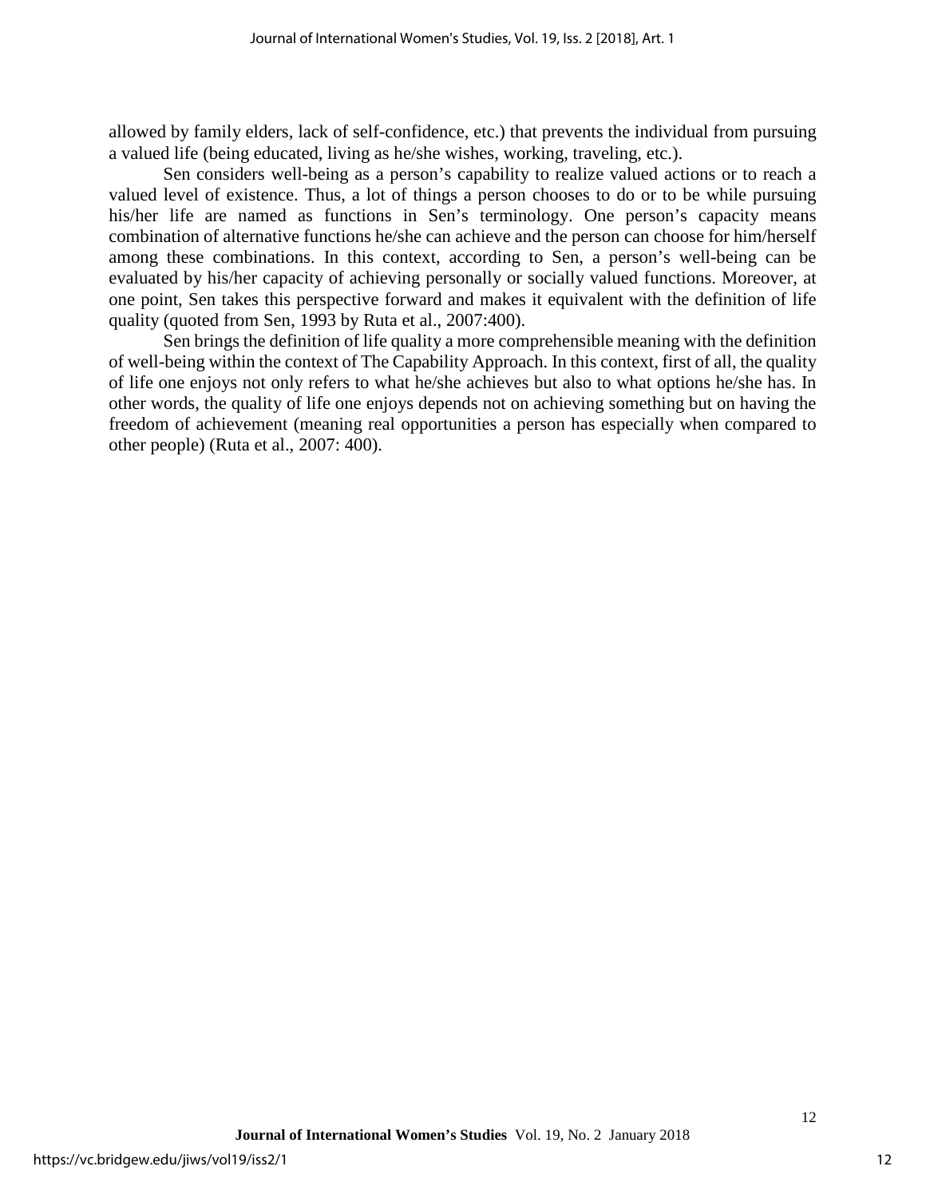allowed by family elders, lack of self-confidence, etc.) that prevents the individual from pursuing a valued life (being educated, living as he/she wishes, working, traveling, etc.).

Sen considers well-being as a person's capability to realize valued actions or to reach a valued level of existence. Thus, a lot of things a person chooses to do or to be while pursuing his/her life are named as functions in Sen's terminology. One person's capacity means combination of alternative functions he/she can achieve and the person can choose for him/herself among these combinations. In this context, according to Sen, a person's well-being can be evaluated by his/her capacity of achieving personally or socially valued functions. Moreover, at one point, Sen takes this perspective forward and makes it equivalent with the definition of life quality (quoted from Sen, 1993 by Ruta et al., 2007:400).

Sen brings the definition of life quality a more comprehensible meaning with the definition of well-being within the context of The Capability Approach. In this context, first of all, the quality of life one enjoys not only refers to what he/she achieves but also to what options he/she has. In other words, the quality of life one enjoys depends not on achieving something but on having the freedom of achievement (meaning real opportunities a person has especially when compared to other people) (Ruta et al., 2007: 400).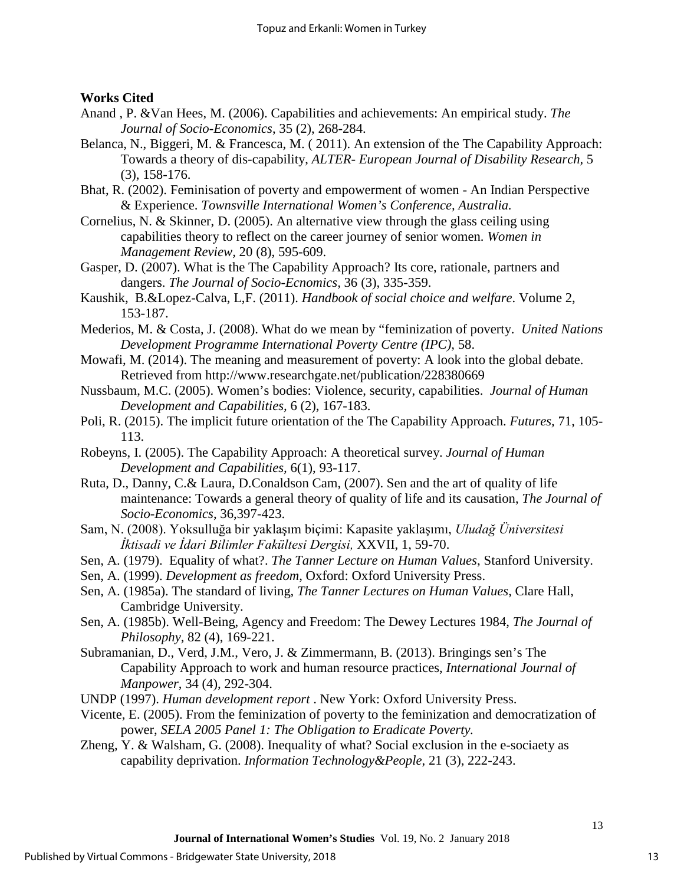**Works Cited**

Anand , P. &Van Hees, M. (2006). Capabilities and achievements: An empirical study. *The Journal of Socio-Economics*, 35 (2), 268-284.

Belanca, N., Biggeri, M. & Francesca, M. ( 2011). An extension of the The Capability Approach: Towards a theory of dis-capability, *ALTER- European Journal of Disability Research*, 5 (3), 158-176.

Bhat, R. (2002). Feminisation of poverty and empowerment of women - An Indian Perspective & Experience. *Townsville International Women's Conference, Australia.*

Cornelius, N. & Skinner, D. (2005). An alternative view through the glass ceiling using capabilities theory to reflect on the career journey of senior women. *Women in Management Review*, 20 (8), 595-609.

Gasper, D. (2007). What is the The Capability Approach? Its core, rationale, partners and dangers. *The Journal of Socio-Ecnomics*, 36 (3), 335-359.

Kaushik, B.&Lopez-Calva, L,F. (2011). *Handbook of social choice and welfare*. Volume 2, 153-187.

Mederios, M. & Costa, J. (2008). What do we mean by "feminization of poverty. *United Nations Development Programme International Poverty Centre (IPC)*, 58.

Mowafi, M. (2014). The meaning and measurement of poverty: A look into the global debate. Retrieved from http://www.researchgate.net/publication/228380669

Nussbaum, M.C. (2005). Women's bodies: Violence, security, capabilities. *Journal of Human Development and Capabilities,* 6 (2), 167-183.

Poli, R. (2015). The implicit future orientation of the The Capability Approach. *Futures*, 71, 105-113.

Robeyns, I. (2005). The Capability Approach: A theoretical survey. *Journal of Human Development and Capabilities,* 6(1), 93-117.

Ruta, D., Danny, C.& Laura, D.Conaldson Cam, (2007). Sen and the art of quality of life maintenance: Towards a general theory of quality of life and its causation, *The Journal of Socio-Economics*, 36,397-423.

Sam, N. (2008). Yoksulluğa bir yaklaşım biçimi: Kapasite yaklaşımı, *Uludağ Üniversitesi İktisadi ve İdari Bilimler Fakültesi Dergisi,* XXVII, 1, 59-70.

Sen, A. (1979). Equality of what?. *The Tanner Lecture on Human Values*, Stanford University.

Sen, A. (1999). *Development as freedom*, Oxford: Oxford University Press.

Sen, A. (1985a). The standard of living, *The Tanner Lectures on Human Values*, Clare Hall, Cambridge University.

Sen, A. (1985b). Well-Being, Agency and Freedom: The Dewey Lectures 1984, *The Journal of Philosophy*, 82 (4), 169-221.

Subramanian, D., Verd, J.M., Vero, J. & Zimmermann, B. (2013). Bringings sen's The Capability Approach to work and human resource practices, *International Journal of Manpower*, 34 (4), 292-304.

UNDP (1997). *Human development report* . New York: Oxford University Press.

Vicente, E. (2005). From the feminization of poverty to the feminization and democratization of power, *SELA 2005 Panel 1: The Obligation to Eradicate Poverty.*

Zheng, Y. & Walsham, G. (2008). Inequality of what? Social exclusion in the e-sociaety as capability deprivation. *Information Technology&People*, 21 (3), 222-243.